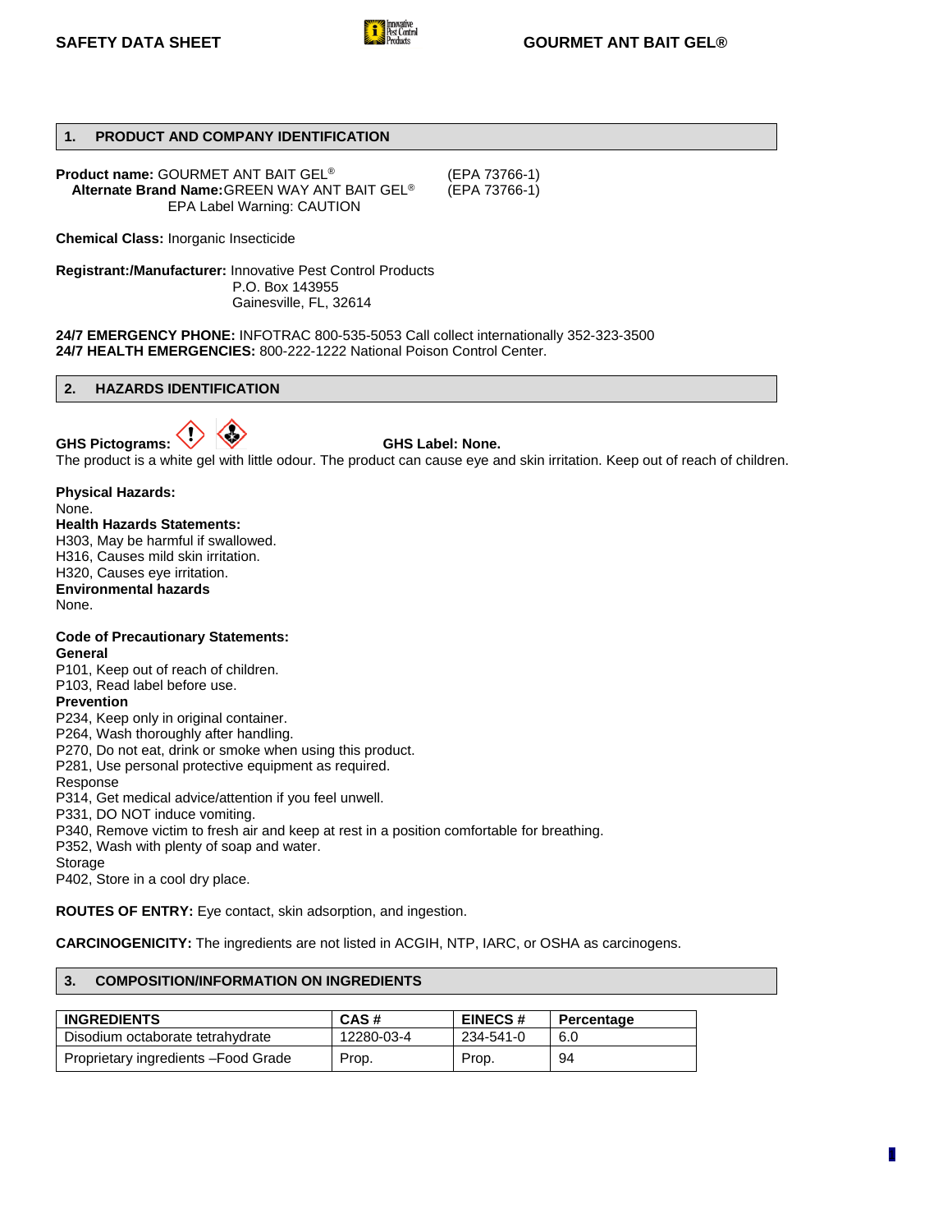SAFETY DATA SHEET — GOURMET ANT BAIT GEL®

## 1. PRODUCT AND COMPANY IDENTIFICATION

**Product name:** GOURMET ANT BAIT GEL® (EPA 73766-1)
**Alternate Brand Name:** GREEN WAY ANT BAIT GEL® (EPA 73766-1)
EPA Label Warning: CAUTION

**Chemical Class:** Inorganic Insecticide

**Registrant:/Manufacturer:** Innovative Pest Control Products
P.O. Box 143955
Gainesville, FL, 32614

**24/7 EMERGENCY PHONE:** INFOTRAC 800-535-5053 Call collect internationally 352-323-3500
**24/7 HEALTH EMERGENCIES:** 800-222-1222 National Poison Control Center.

## 2. HAZARDS IDENTIFICATION

**GHS Pictograms:** **GHS Label: None.**

The product is a white gel with little odour. The product can cause eye and skin irritation. Keep out of reach of children.

**Physical Hazards:**
None.
**Health Hazards Statements:**
H303, May be harmful if swallowed.
H316, Causes mild skin irritation.
H320, Causes eye irritation.
**Environmental hazards**
None.

**Code of Precautionary Statements:**
**General**
P101, Keep out of reach of children.
P103, Read label before use.
**Prevention**
P234, Keep only in original container.
P264, Wash thoroughly after handling.
P270, Do not eat, drink or smoke when using this product.
P281, Use personal protective equipment as required.
Response
P314, Get medical advice/attention if you feel unwell.
P331, DO NOT induce vomiting.
P340, Remove victim to fresh air and keep at rest in a position comfortable for breathing.
P352, Wash with plenty of soap and water.
Storage
P402, Store in a cool dry place.

**ROUTES OF ENTRY:** Eye contact, skin adsorption, and ingestion.

**CARCINOGENICITY:** The ingredients are not listed in ACGIH, NTP, IARC, or OSHA as carcinogens.

## 3. COMPOSITION/INFORMATION ON INGREDIENTS

| INGREDIENTS | CAS # | EINECS # | Percentage |
|---|---|---|---|
| Disodium octaborate tetrahydrate | 12280-03-4 | 234-541-0 | 6.0 |
| Proprietary ingredients –Food Grade | Prop. | Prop. | 94 |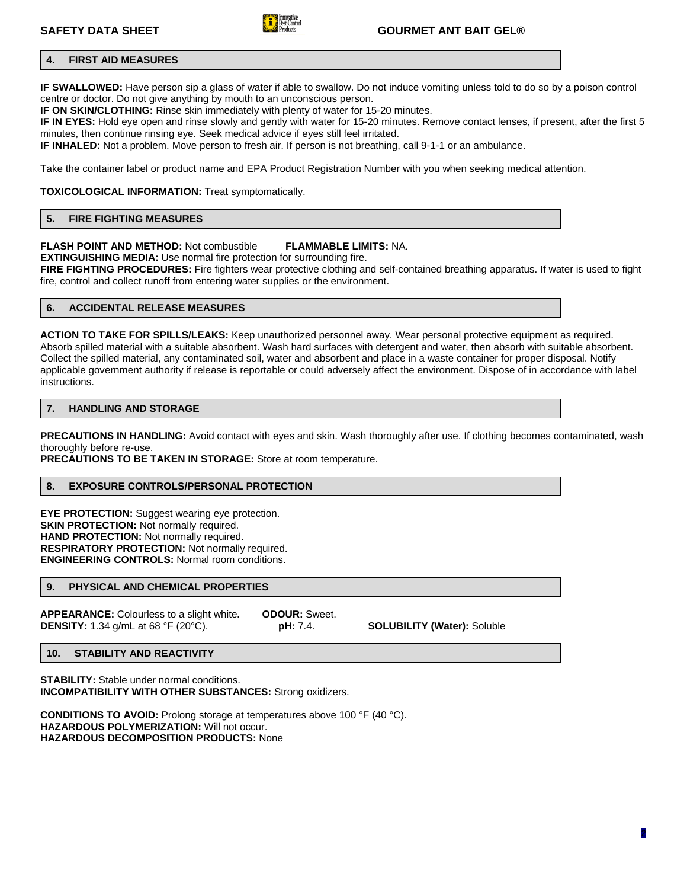## 4. FIRST AID MEASURES

**IF SWALLOWED:** Have person sip a glass of water if able to swallow. Do not induce vomiting unless told to do so by a poison control centre or doctor. Do not give anything by mouth to an unconscious person.
**IF ON SKIN/CLOTHING:** Rinse skin immediately with plenty of water for 15-20 minutes.
**IF IN EYES:** Hold eye open and rinse slowly and gently with water for 15-20 minutes. Remove contact lenses, if present, after the first 5 minutes, then continue rinsing eye. Seek medical advice if eyes still feel irritated.
**IF INHALED:** Not a problem. Move person to fresh air. If person is not breathing, call 9-1-1 or an ambulance.

Take the container label or product name and EPA Product Registration Number with you when seeking medical attention.

**TOXICOLOGICAL INFORMATION:** Treat symptomatically.

## 5. FIRE FIGHTING MEASURES

**FLASH POINT AND METHOD:** Not combustible **FLAMMABLE LIMITS:** NA.
**EXTINGUISHING MEDIA:** Use normal fire protection for surrounding fire.
**FIRE FIGHTING PROCEDURES:** Fire fighters wear protective clothing and self-contained breathing apparatus. If water is used to fight fire, control and collect runoff from entering water supplies or the environment.

## 6. ACCIDENTAL RELEASE MEASURES

**ACTION TO TAKE FOR SPILLS/LEAKS:** Keep unauthorized personnel away. Wear personal protective equipment as required. Absorb spilled material with a suitable absorbent. Wash hard surfaces with detergent and water, then absorb with suitable absorbent. Collect the spilled material, any contaminated soil, water and absorbent and place in a waste container for proper disposal. Notify applicable government authority if release is reportable or could adversely affect the environment. Dispose of in accordance with label instructions.

## 7. HANDLING AND STORAGE

**PRECAUTIONS IN HANDLING:** Avoid contact with eyes and skin. Wash thoroughly after use. If clothing becomes contaminated, wash thoroughly before re-use.
**PRECAUTIONS TO BE TAKEN IN STORAGE:** Store at room temperature.

## 8. EXPOSURE CONTROLS/PERSONAL PROTECTION

**EYE PROTECTION:** Suggest wearing eye protection.
**SKIN PROTECTION:** Not normally required.
**HAND PROTECTION:** Not normally required.
**RESPIRATORY PROTECTION:** Not normally required.
**ENGINEERING CONTROLS:** Normal room conditions.

## 9. PHYSICAL AND CHEMICAL PROPERTIES

**APPEARANCE:** Colourless to a slight white. **ODOUR:** Sweet.
**DENSITY:** 1.34 g/mL at 68 °F (20°C). **pH:** 7.4. **SOLUBILITY (Water):** Soluble

## 10. STABILITY AND REACTIVITY

**STABILITY:** Stable under normal conditions.
**INCOMPATIBILITY WITH OTHER SUBSTANCES:** Strong oxidizers.

**CONDITIONS TO AVOID:** Prolong storage at temperatures above 100 °F (40 °C).
**HAZARDOUS POLYMERIZATION:** Will not occur.
**HAZARDOUS DECOMPOSITION PRODUCTS:** None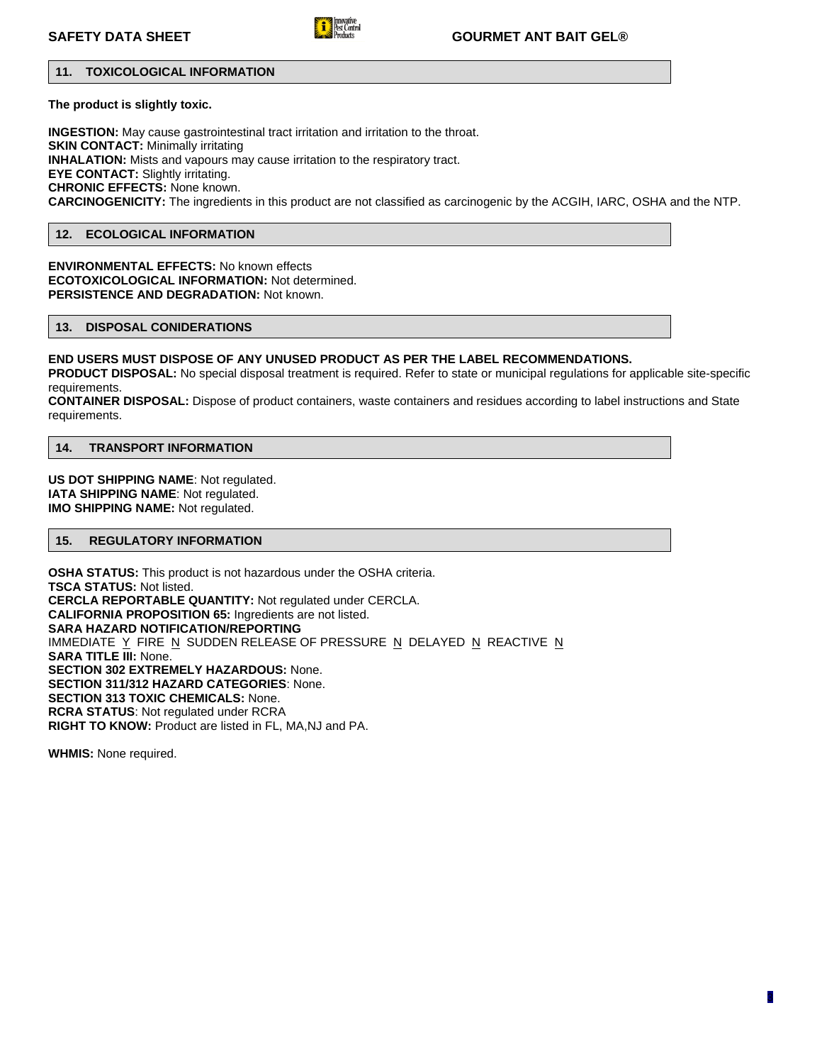## 11. TOXICOLOGICAL INFORMATION

**The product is slightly toxic.**

**INGESTION:** May cause gastrointestinal tract irritation and irritation to the throat.
**SKIN CONTACT:** Minimally irritating
**INHALATION:** Mists and vapours may cause irritation to the respiratory tract.
**EYE CONTACT:** Slightly irritating.
**CHRONIC EFFECTS:** None known.
**CARCINOGENICITY:** The ingredients in this product are not classified as carcinogenic by the ACGIH, IARC, OSHA and the NTP.

## 12. ECOLOGICAL INFORMATION

**ENVIRONMENTAL EFFECTS:** No known effects
**ECOTOXICOLOGICAL INFORMATION:** Not determined.
**PERSISTENCE AND DEGRADATION:** Not known.

## 13. DISPOSAL CONIDERATIONS

**END USERS MUST DISPOSE OF ANY UNUSED PRODUCT AS PER THE LABEL RECOMMENDATIONS.**
**PRODUCT DISPOSAL:** No special disposal treatment is required. Refer to state or municipal regulations for applicable site-specific requirements.
**CONTAINER DISPOSAL:** Dispose of product containers, waste containers and residues according to label instructions and State requirements.

## 14. TRANSPORT INFORMATION

**US DOT SHIPPING NAME**: Not regulated.
**IATA SHIPPING NAME**: Not regulated.
**IMO SHIPPING NAME:** Not regulated.

## 15. REGULATORY INFORMATION

**OSHA STATUS:** This product is not hazardous under the OSHA criteria.
**TSCA STATUS:** Not listed.
**CERCLA REPORTABLE QUANTITY:** Not regulated under CERCLA.
**CALIFORNIA PROPOSITION 65:** Ingredients are not listed.
**SARA HAZARD NOTIFICATION/REPORTING**
IMMEDIATE Y FIRE N SUDDEN RELEASE OF PRESSURE N DELAYED N REACTIVE N
**SARA TITLE III:** None.
**SECTION 302 EXTREMELY HAZARDOUS:** None.
**SECTION 311/312 HAZARD CATEGORIES**: None.
**SECTION 313 TOXIC CHEMICALS:** None.
**RCRA STATUS**: Not regulated under RCRA
**RIGHT TO KNOW:** Product are listed in FL, MA,NJ and PA.

**WHMIS:** None required.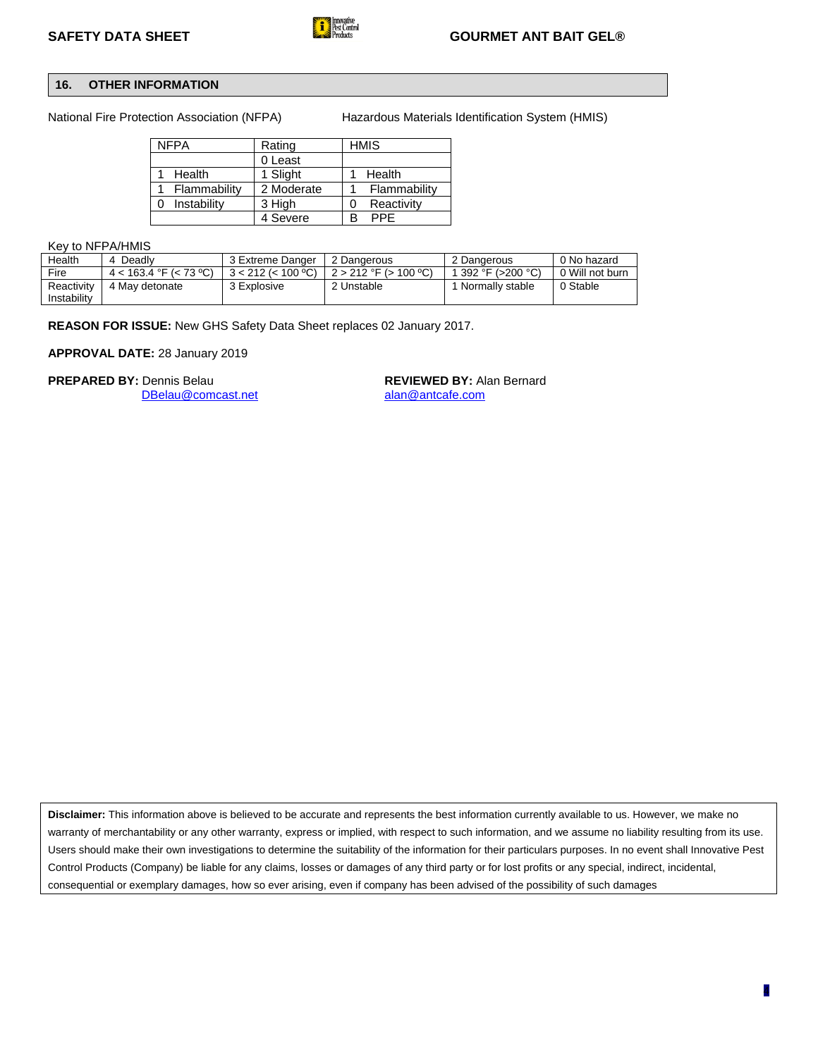## 16. OTHER INFORMATION

National Fire Protection Association (NFPA)

Hazardous Materials Identification System (HMIS)

| NFPA | Rating | HMIS |
|---|---|---|
| | 0 Least | |
| 1 Health | 1 Slight | 1 Health |
| 1 Flammability | 2 Moderate | 1 Flammability |
| 0 Instability | 3 High | 0 Reactivity |
| | 4 Severe | B PPE |

Key to NFPA/HMIS

| | | | | | |
|---|---|---|---|---|---|
| Health | 4 Deadly | 3 Extreme Danger | 2 Dangerous | 2 Dangerous | 0 No hazard |
| Fire | 4 < 163.4 °F (< 73 ºC) | 3 < 212 (< 100 ºC) | 2 > 212 °F (> 100 ºC) | 1 392 °F (>200 °C) | 0 Will not burn |
| Reactivity Instability | 4 May detonate | 3 Explosive | 2 Unstable | 1 Normally stable | 0 Stable |

**REASON FOR ISSUE:** New GHS Safety Data Sheet replaces 02 January 2017.

**APPROVAL DATE:** 28 January 2019

**PREPARED BY:** Dennis Belau
DBelau@comcast.net

**REVIEWED BY:** Alan Bernard
alan@antcafe.com

**Disclaimer:** This information above is believed to be accurate and represents the best information currently available to us. However, we make no warranty of merchantability or any other warranty, express or implied, with respect to such information, and we assume no liability resulting from its use. Users should make their own investigations to determine the suitability of the information for their particulars purposes. In no event shall Innovative Pest Control Products (Company) be liable for any claims, losses or damages of any third party or for lost profits or any special, indirect, incidental, consequential or exemplary damages, how so ever arising, even if company has been advised of the possibility of such damages